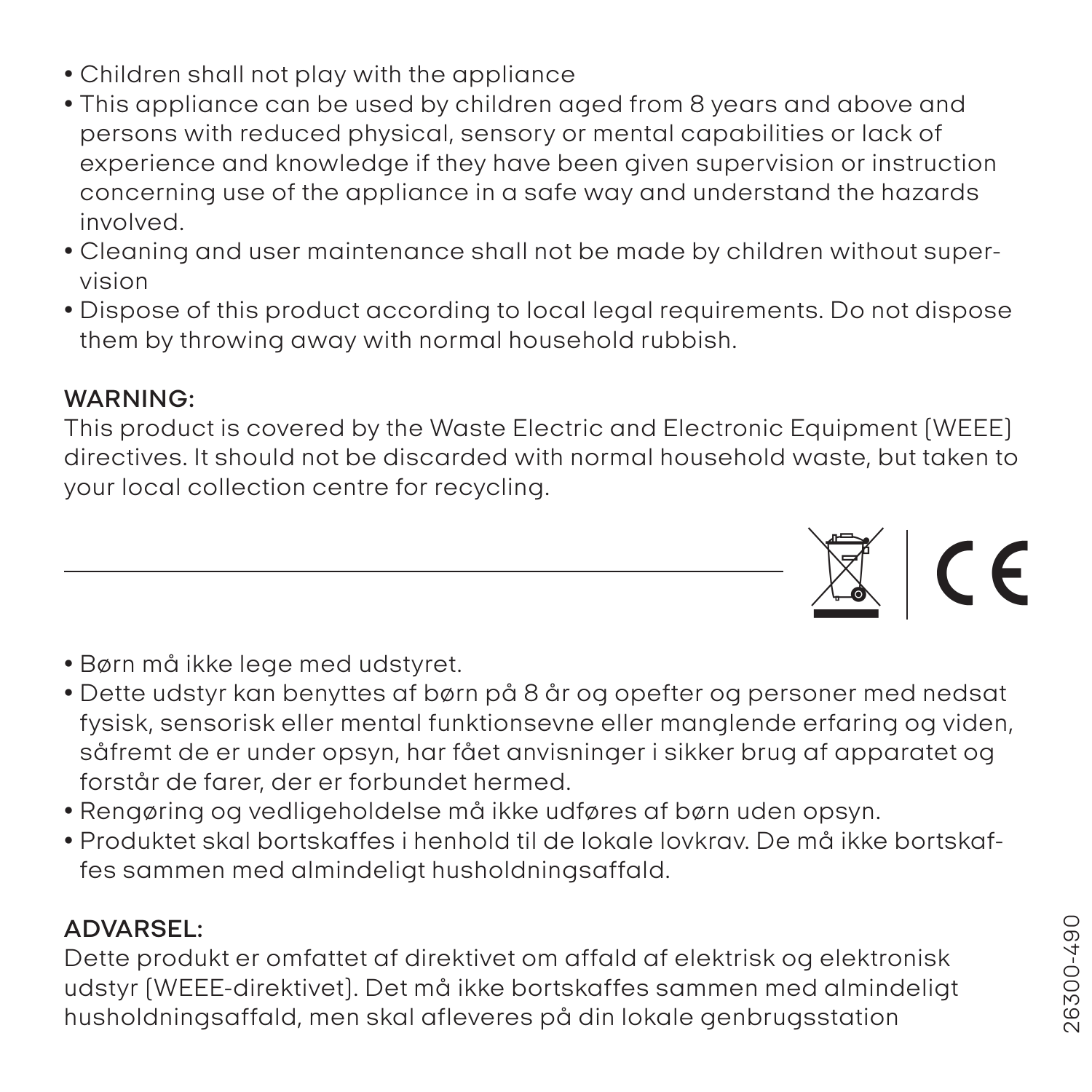- Children shall not play with the appliance
- This appliance can be used by children aged from 8 years and above and persons with reduced physical, sensory or mental capabilities or lack of experience and knowledge if they have been given supervision or instruction concerning use of the appliance in a safe way and understand the hazards involved.
- Cleaning and user maintenance shall not be made by children without supervision
- Dispose of this product according to local legal requirements. Do not dispose them by throwing away with normal household rubbish.

**WARNING:**
This product is covered by the Waste Electric and Electronic Equipment (WEEE) directives. It should not be discarded with normal household waste, but taken to your local collection centre for recycling.

---

- Børn må ikke lege med udstyret.
- Dette udstyr kan benyttes af børn på 8 år og opefter og personer med nedsat fysisk, sensorisk eller mental funktionsevne eller manglende erfaring og viden, såfremt de er under opsyn, har fået anvisninger i sikker brug af apparatet og forstår de farer, der er forbundet hermed.
- Rengøring og vedligeholdelse må ikke udføres af børn uden opsyn.
- Produktet skal bortskaffes i henhold til de lokale lovkrav. De må ikke bortskaffes sammen med almindeligt husholdningsaffald.

**ADVARSEL:**
Dette produkt er omfattet af direktivet om affald af elektrisk og elektronisk udstyr (WEEE-direktivet). Det må ikke bortskaffes sammen med almindeligt husholdningsaffald, men skal afleveres på din lokale genbrugsstation

26300-490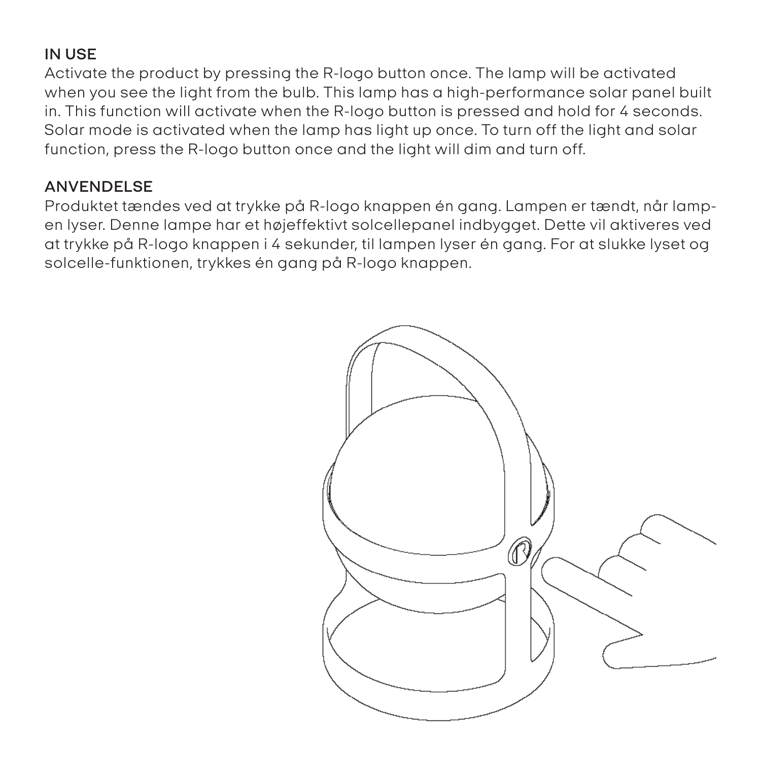## IN USE

Activate the product by pressing the R-logo button once. The lamp will be activated when you see the light from the bulb. This lamp has a high-performance solar panel built in. This function will activate when the R-logo button is pressed and hold for 4 seconds. Solar mode is activated when the lamp has light up once. To turn off the light and solar function, press the R-logo button once and the light will dim and turn off.

## ANVENDELSE

Produktet tændes ved at trykke på R-logo knappen én gang. Lampen er tændt, når lampen lyser. Denne lampe har et højeffektivt solcellepanel indbygget. Dette vil aktiveres ved at trykke på R-logo knappen i 4 sekunder, til lampen lyser én gang. For at slukke lyset og solcelle-funktionen, trykkes én gang på R-logo knappen.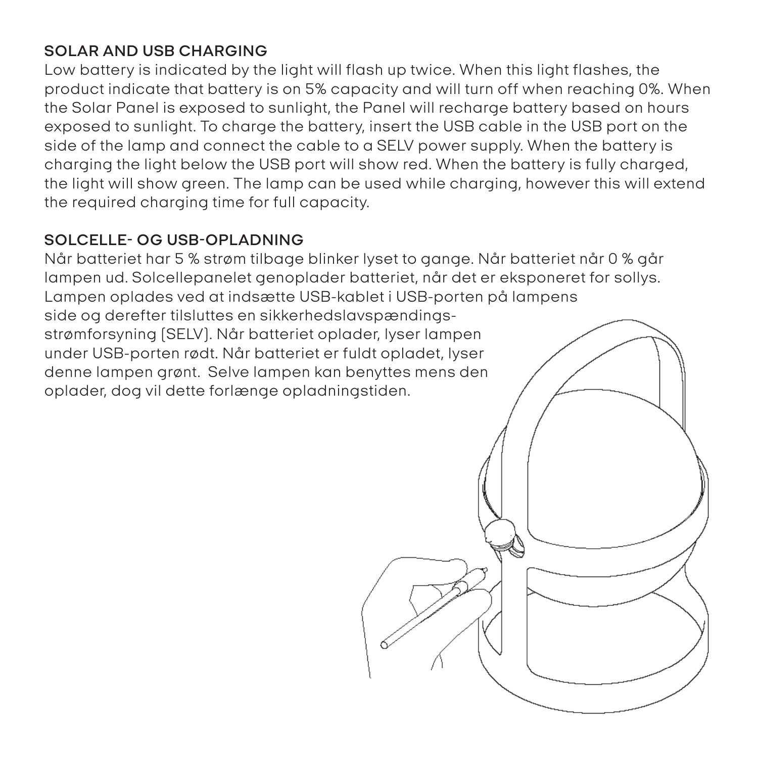## SOLAR AND USB CHARGING

Low battery is indicated by the light will flash up twice. When this light flashes, the product indicate that battery is on 5% capacity and will turn off when reaching 0%. When the Solar Panel is exposed to sunlight, the Panel will recharge battery based on hours exposed to sunlight. To charge the battery, insert the USB cable in the USB port on the side of the lamp and connect the cable to a SELV power supply. When the battery is charging the light below the USB port will show red. When the battery is fully charged, the light will show green. The lamp can be used while charging, however this will extend the required charging time for full capacity.

## SOLCELLE- OG USB-OPLADNING

Når batteriet har 5 % strøm tilbage blinker lyset to gange. Når batteriet når 0 % går lampen ud. Solcellepanelet genoplader batteriet, når det er eksponeret for sollys. Lampen oplades ved at indsætte USB-kablet i USB-porten på lampens side og derefter tilsluttes en sikkerhedslavspændings-strømforsyning (SELV). Når batteriet oplader, lyser lampen under USB-porten rødt. Når batteriet er fuldt opladet, lyser denne lampen grønt. Selve lampen kan benyttes mens den oplader, dog vil dette forlænge opladningstiden.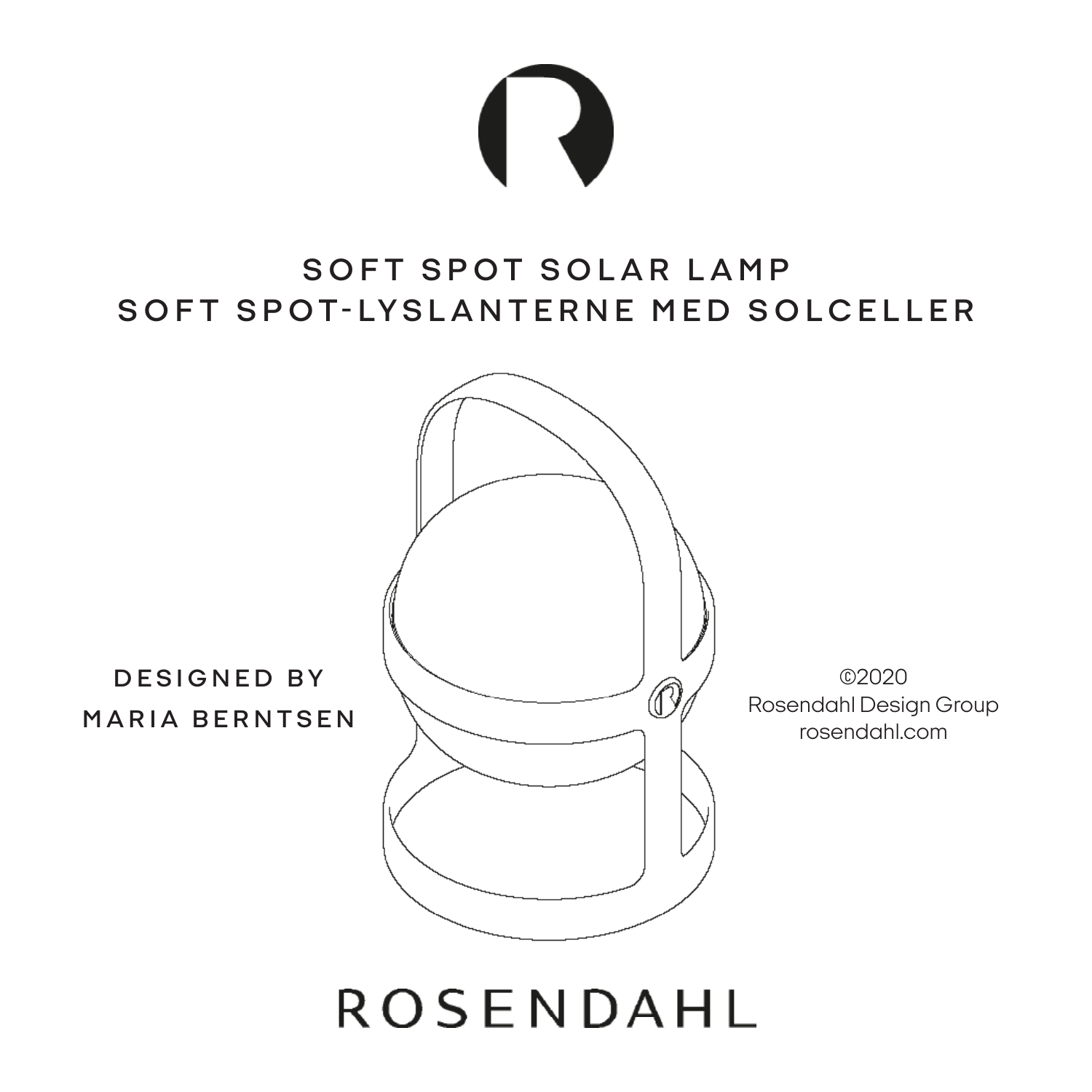# SOFT SPOT SOLAR LAMP
# SOFT SPOT-LYSLANTERNE MED SOLCELLER

DESIGNED BY
MARIA BERNTSEN

©2020
Rosendahl Design Group
rosendahl.com

ROSENDAHL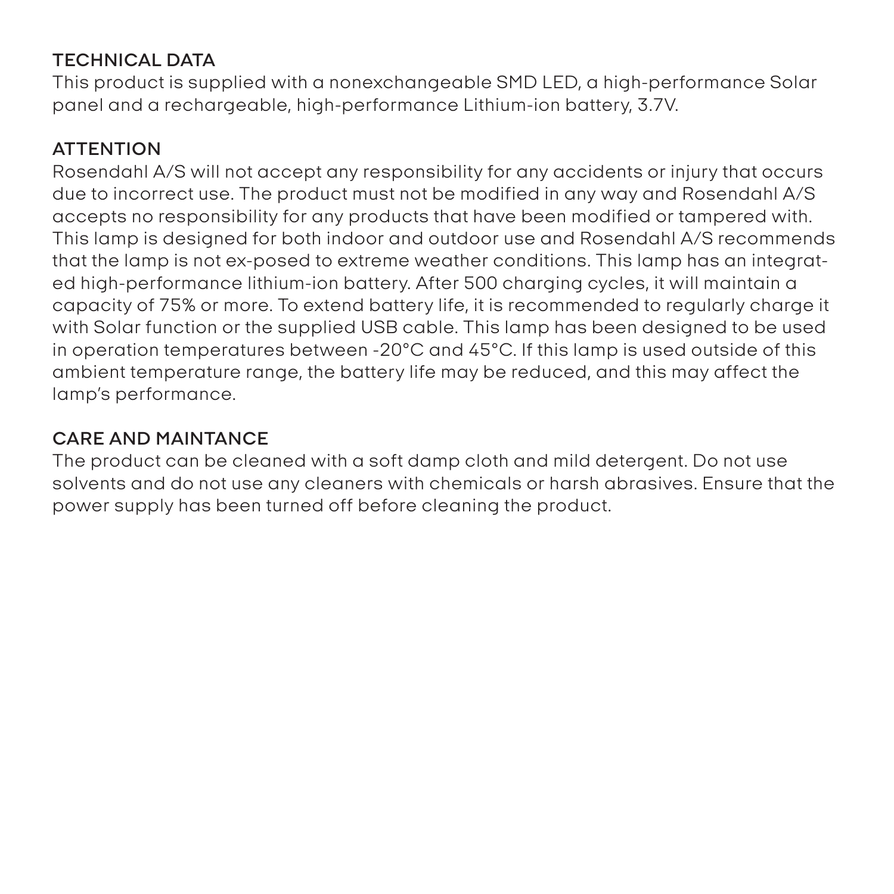## TECHNICAL DATA

This product is supplied with a nonexchangeable SMD LED, a high-performance Solar panel and a rechargeable, high-performance Lithium-ion battery, 3.7V.

## ATTENTION

Rosendahl A/S will not accept any responsibility for any accidents or injury that occurs due to incorrect use. The product must not be modified in any way and Rosendahl A/S accepts no responsibility for any products that have been modified or tampered with. This lamp is designed for both indoor and outdoor use and Rosendahl A/S recommends that the lamp is not ex-posed to extreme weather conditions. This lamp has an integrated high-performance lithium-ion battery. After 500 charging cycles, it will maintain a capacity of 75% or more. To extend battery life, it is recommended to regularly charge it with Solar function or the supplied USB cable. This lamp has been designed to be used in operation temperatures between -20°C and 45°C. If this lamp is used outside of this ambient temperature range, the battery life may be reduced, and this may affect the lamp's performance.

## CARE AND MAINTANCE

The product can be cleaned with a soft damp cloth and mild detergent. Do not use solvents and do not use any cleaners with chemicals or harsh abrasives. Ensure that the power supply has been turned off before cleaning the product.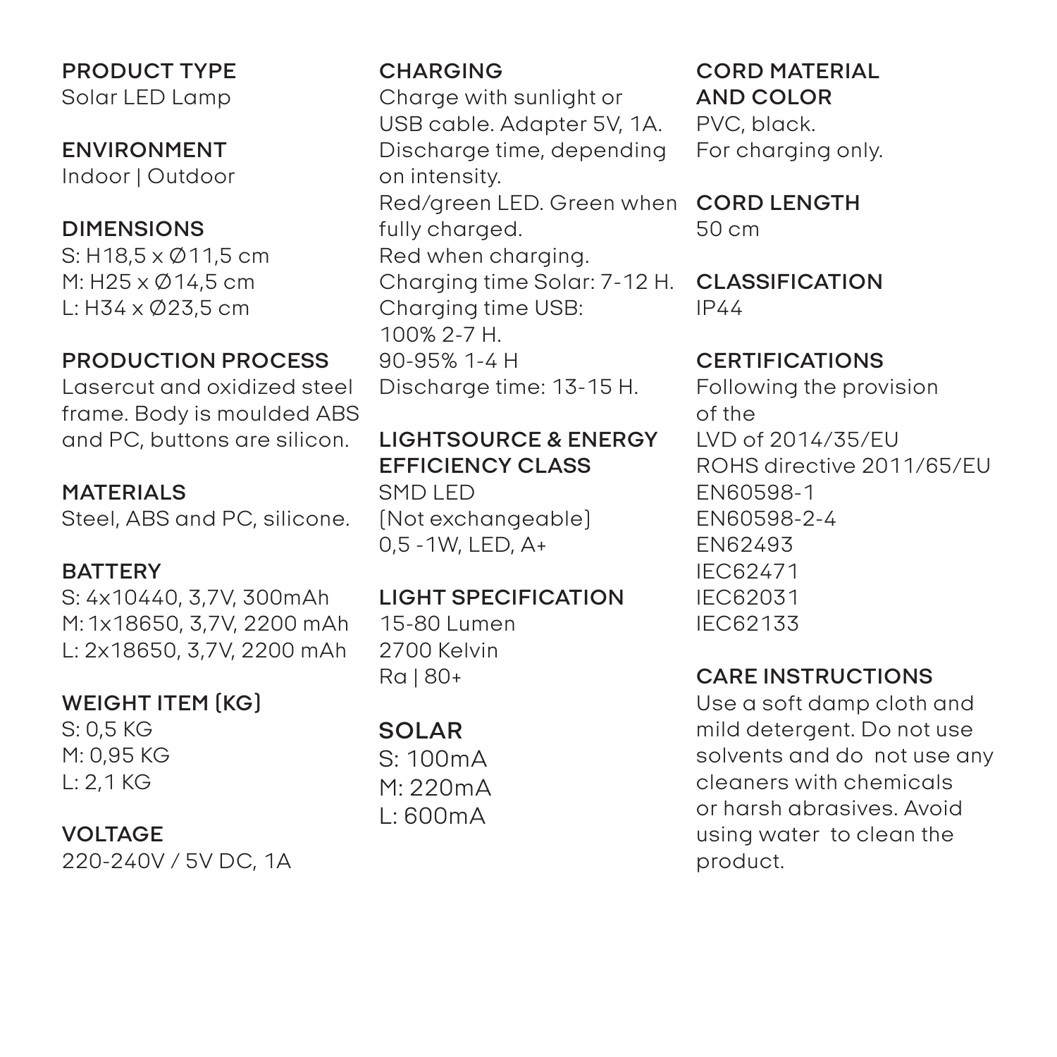**PRODUCT TYPE**
Solar LED Lamp

**ENVIRONMENT**
Indoor | Outdoor

**DIMENSIONS**
S: H18,5 x Ø11,5 cm
M: H25 x Ø14,5 cm
L: H34 x Ø23,5 cm

**PRODUCTION PROCESS**
Lasercut and oxidized steel frame. Body is moulded ABS and PC, buttons are silicon.

**MATERIALS**
Steel, ABS and PC, silicone.

**BATTERY**
S: 4x10440, 3,7V, 300mAh
M: 1x18650, 3,7V, 2200 mAh
L: 2x18650, 3,7V, 2200 mAh

**WEIGHT ITEM (KG)**
S: 0,5 KG
M: 0,95 KG
L: 2,1 KG

**VOLTAGE**
220-240V / 5V DC, 1A

**CHARGING**
Charge with sunlight or USB cable. Adapter 5V, 1A.
Discharge time, depending on intensity.
Red/green LED. Green when fully charged.
Red when charging.
Charging time Solar: 7-12 H.
Charging time USB:
100% 2-7 H.
90-95% 1-4 H
Discharge time: 13-15 H.

**LIGHTSOURCE & ENERGY EFFICIENCY CLASS**
SMD LED
(Not exchangeable)
0,5 -1W, LED, A+

**LIGHT SPECIFICATION**
15-80 Lumen
2700 Kelvin
Ra | 80+

**SOLAR**
S: 100mA
M: 220mA
L: 600mA

**CORD MATERIAL AND COLOR**
PVC, black.
For charging only.

**CORD LENGTH**
50 cm

**CLASSIFICATION**
IP44

**CERTIFICATIONS**
Following the provision of the
LVD of 2014/35/EU
ROHS directive 2011/65/EU
EN60598-1
EN60598-2-4
EN62493
IEC62471
IEC62031
IEC62133

**CARE INSTRUCTIONS**
Use a soft damp cloth and mild detergent. Do not use solvents and do not use any cleaners with chemicals or harsh abrasives. Avoid using water to clean the product.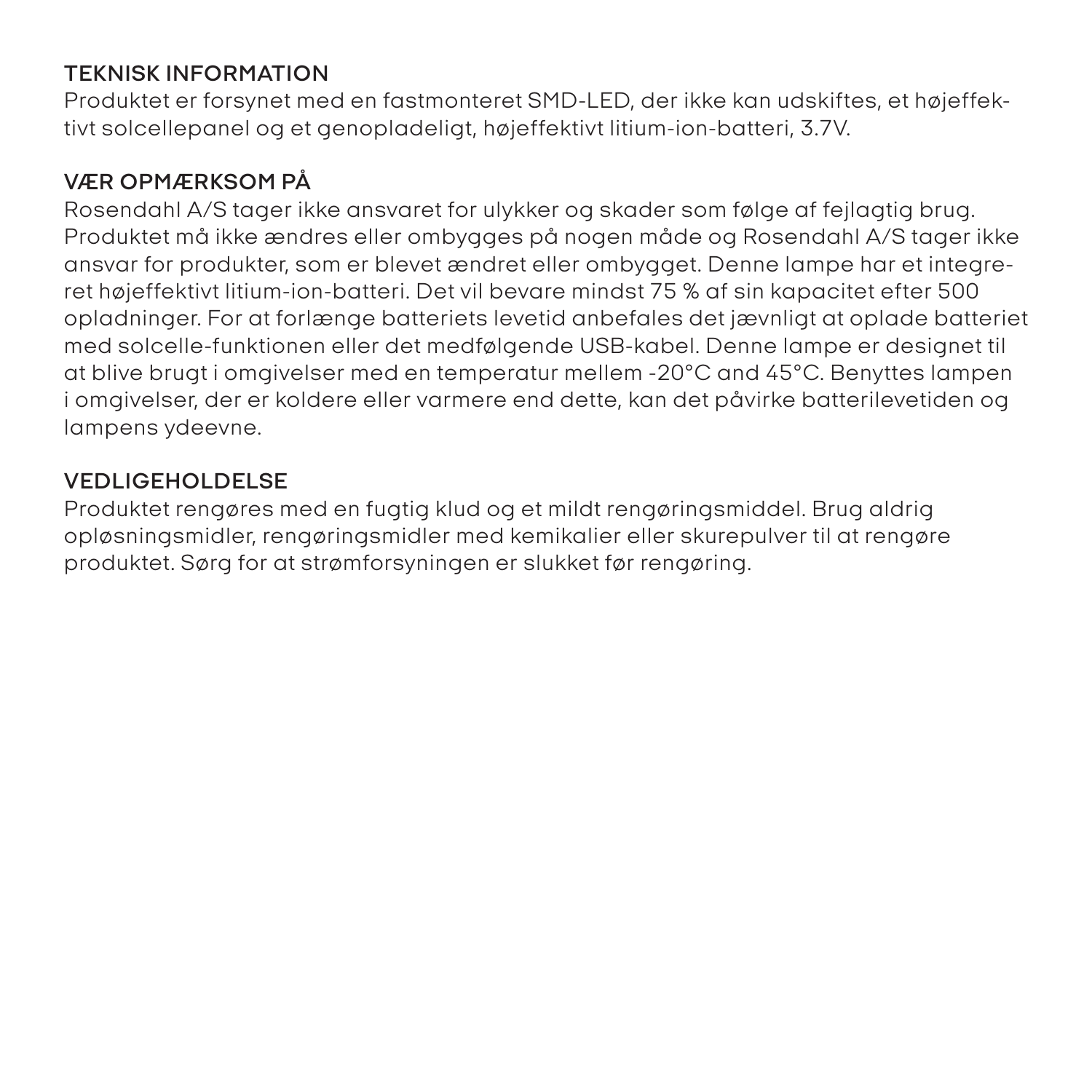## TEKNISK INFORMATION

Produktet er forsynet med en fastmonteret SMD-LED, der ikke kan udskiftes, et højeffektivt solcellepanel og et genopladeligt, højeffektivt litium-ion-batteri, 3.7V.

## VÆR OPMÆRKSOM PÅ

Rosendahl A/S tager ikke ansvaret for ulykker og skader som følge af fejlagtig brug. Produktet må ikke ændres eller ombygges på nogen måde og Rosendahl A/S tager ikke ansvar for produkter, som er blevet ændret eller ombygget. Denne lampe har et integreret højeffektivt litium-ion-batteri. Det vil bevare mindst 75 % af sin kapacitet efter 500 opladninger. For at forlænge batteriets levetid anbefales det jævnligt at oplade batteriet med solcelle-funktionen eller det medfølgende USB-kabel. Denne lampe er designet til at blive brugt i omgivelser med en temperatur mellem -20°C and 45°C. Benyttes lampen i omgivelser, der er koldere eller varmere end dette, kan det påvirke batterilevetiden og lampens ydeevne.

## VEDLIGEHOLDELSE

Produktet rengøres med en fugtig klud og et mildt rengøringsmiddel. Brug aldrig opløsningsmidler, rengøringsmidler med kemikalier eller skurepulver til at rengøre produktet. Sørg for at strømforsyningen er slukket før rengøring.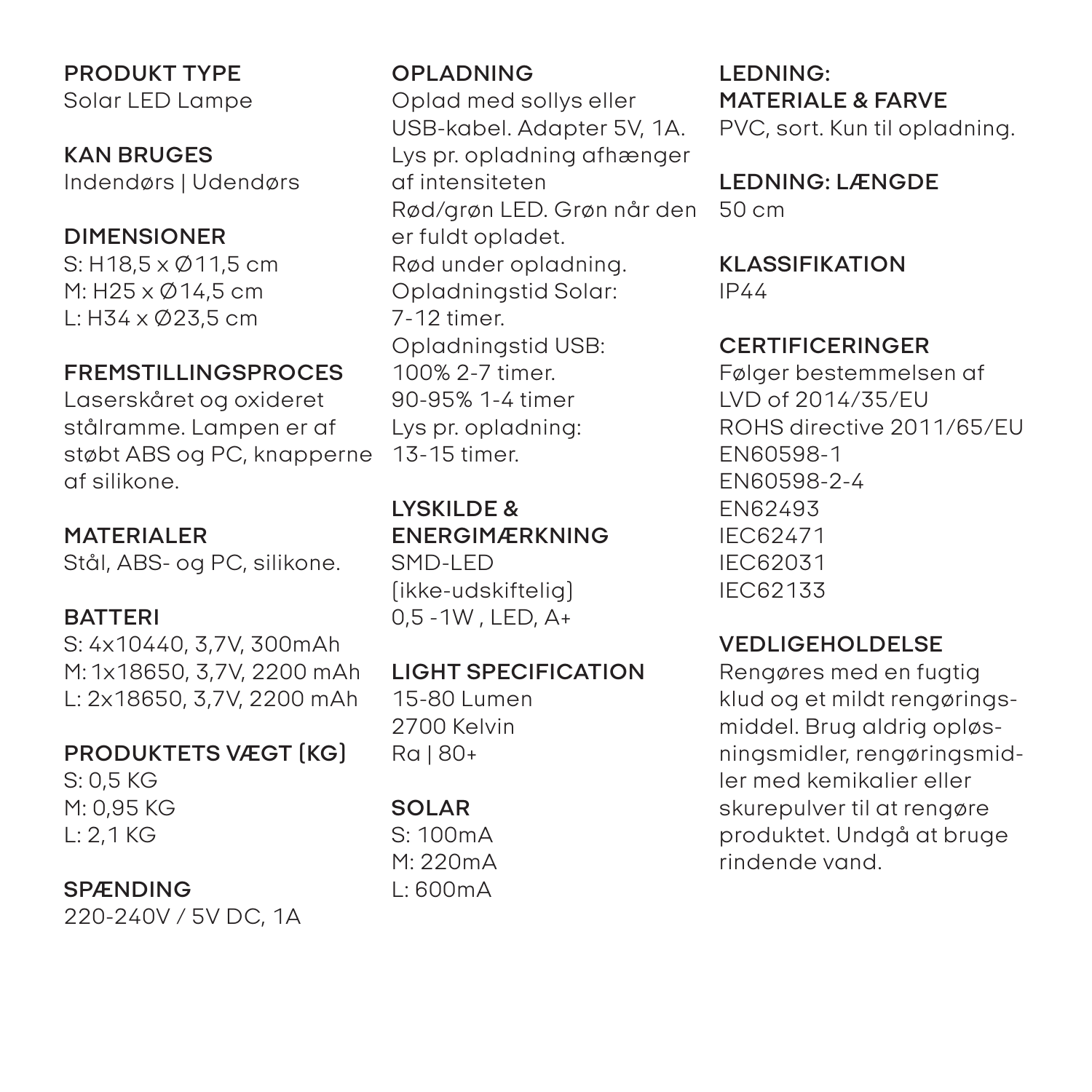**PRODUKT TYPE**
Solar LED Lampe

**KAN BRUGES**
Indendørs | Udendørs

**DIMENSIONER**
S: H18,5 x Ø11,5 cm
M: H25 x Ø14,5 cm
L: H34 x Ø23,5 cm

**FREMSTILLINGSPROCES**
Laserskåret og oxideret stålramme. Lampen er af støbt ABS og PC, knapperne af silikone.

**MATERIALER**
Stål, ABS- og PC, silikone.

**BATTERI**
S: 4x10440, 3,7V, 300mAh
M: 1x18650, 3,7V, 2200 mAh
L: 2x18650, 3,7V, 2200 mAh

**PRODUKTETS VÆGT (KG)**
S: 0,5 KG
M: 0,95 KG
L: 2,1 KG

**SPÆNDING**
220-240V / 5V DC, 1A

**OPLADNING**
Oplad med sollys eller USB-kabel. Adapter 5V, 1A.
Lys pr. opladning afhænger af intensiteten
Rød/grøn LED. Grøn når den er fuldt opladet.
Rød under opladning.
Opladningstid Solar:
7-12 timer.
Opladningstid USB:
100% 2-7 timer.
90-95% 1-4 timer
Lys pr. opladning:
13-15 timer.

**LYSKILDE & ENERGIMÆRKNING**
SMD-LED
(ikke-udskiftelig)
0,5 -1W , LED, A+

**LIGHT SPECIFICATION**
15-80 Lumen
2700 Kelvin
Ra | 80+

**SOLAR**
S: 100mA
M: 220mA
L: 600mA

**LEDNING: MATERIALE & FARVE**
PVC, sort. Kun til opladning.

**LEDNING: LÆNGDE**
50 cm

**KLASSIFIKATION**
IP44

**CERTIFICERINGER**
Følger bestemmelsen af
LVD of 2014/35/EU
ROHS directive 2011/65/EU
EN60598-1
EN60598-2-4
EN62493
IEC62471
IEC62031
IEC62133

**VEDLIGEHOLDELSE**
Rengøres med en fugtig klud og et mildt rengøringsmiddel. Brug aldrig opløsningsmidler, rengøringsmidler med kemikalier eller skurepulver til at rengøre produktet. Undgå at bruge rindende vand.